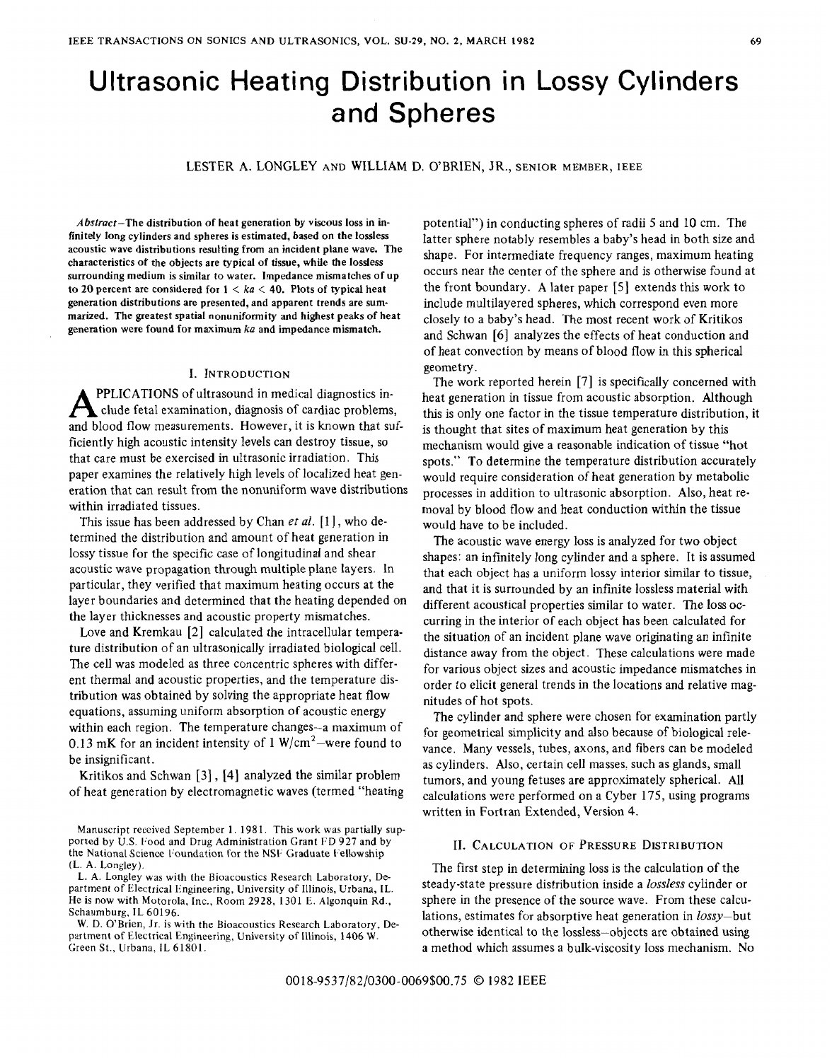# Ultrasonic Heating Distribution in Lossy Cylinders and Spheres

LESTER A. LONGLEY AND WILLIAM D. O'BRIEN, JR., SENIOR MEMBER, IEEE

*Abstract*—The distribution of heat generation by viscous loss in infinitely long cylinders and spheres is estimated, based on the lossless acoustic wave distributions resulting from an incident plane wave. The characteristics of the objects are typical of tissue, while the lossless surrounding medium is similar to water. Impedance mismatches of up to 20 percent are considered for $1 < ka < 40$. Plots of typical heat generation distributions are presented, and apparent trends are summarized. The greatest spatial nonuniformity and highest peaks of heat generation were found for maximum $ka$ and impedance mismatch.

## I. Introduction

Applications of ultrasound in medical diagnostics include fetal examination, diagnosis of cardiac problems, and blood flow measurements. However, it is known that sufficiently high acoustic intensity levels can destroy tissue, so that care must be exercised in ultrasonic irradiation. This paper examines the relatively high levels of localized heat generation that can result from the nonuniform wave distributions within irradiated tissues.

This issue has been addressed by Chan *et al.* [1], who determined the distribution and amount of heat generation in lossy tissue for the specific case of longitudinal and shear acoustic wave propagation through multiple plane layers. In particular, they verified that maximum heating occurs at the layer boundaries and determined that the heating depended on the layer thicknesses and acoustic property mismatches.

Love and Kremkau [2] calculated the intracellular temperature distribution of an ultrasonically irradiated biological cell. The cell was modeled as three concentric spheres with different thermal and acoustic properties, and the temperature distribution was obtained by solving the appropriate heat flow equations, assuming uniform absorption of acoustic energy within each region. The temperature changes—a maximum of 0.13 mK for an incident intensity of 1 W/cm$^2$—were found to be insignificant.

Kritikos and Schwan [3], [4] analyzed the similar problem of heat generation by electromagnetic waves (termed "heating potential") in conducting spheres of radii 5 and 10 cm. The latter sphere notably resembles a baby's head in both size and shape. For intermediate frequency ranges, maximum heating occurs near the center of the sphere and is otherwise found at the front boundary. A later paper [5] extends this work to include multilayered spheres, which correspond even more closely to a baby's head. The most recent work of Kritikos and Schwan [6] analyzes the effects of heat conduction and of heat convection by means of blood flow in this spherical geometry.

The work reported herein [7] is specifically concerned with heat generation in tissue from acoustic absorption. Although this is only one factor in the tissue temperature distribution, it is thought that sites of maximum heat generation by this mechanism would give a reasonable indication of tissue "hot spots." To determine the temperature distribution accurately would require consideration of heat generation by metabolic processes in addition to ultrasonic absorption. Also, heat removal by blood flow and heat conduction within the tissue would have to be included.

The acoustic wave energy loss is analyzed for two object shapes: an infinitely long cylinder and a sphere. It is assumed that each object has a uniform lossy interior similar to tissue, and that it is surrounded by an infinite lossless material with different acoustical properties similar to water. The loss occurring in the interior of each object has been calculated for the situation of an incident plane wave originating an infinite distance away from the object. These calculations were made for various object sizes and acoustic impedance mismatches in order to elicit general trends in the locations and relative magnitudes of hot spots.

The cylinder and sphere were chosen for examination partly for geometrical simplicity and also because of biological relevance. Many vessels, tubes, axons, and fibers can be modeled as cylinders. Also, certain cell masses, such as glands, small tumors, and young fetuses are approximately spherical. All calculations were performed on a Cyber 175, using programs written in Fortran Extended, Version 4.

## II. Calculation of Pressure Distribution

The first step in determining loss is the calculation of the steady-state pressure distribution inside a *lossless* cylinder or sphere in the presence of the source wave. From these calculations, estimates for absorptive heat generation in *lossy*—but otherwise identical to the lossless—objects are obtained using a method which assumes a bulk-viscosity loss mechanism. No

Manuscript received September 1, 1981. This work was partially supported by U.S. Food and Drug Administration Grant FD 927 and by the National Science Foundation for the NSF Graduate Fellowship (L. A. Longley).

L. A. Longley was with the Bioacoustics Research Laboratory, Department of Electrical Engineering, University of Illinois, Urbana, IL. He is now with Motorola, Inc., Room 2928, 1301 E. Algonquin Rd., Schaumburg, IL 60196.

W. D. O'Brien, Jr. is with the Bioacoustics Research Laboratory, Department of Electrical Engineering, University of Illinois, 1406 W. Green St., Urbana, IL 61801.

0018-9537/82/0300-0069$00.75 © 1982 IEEE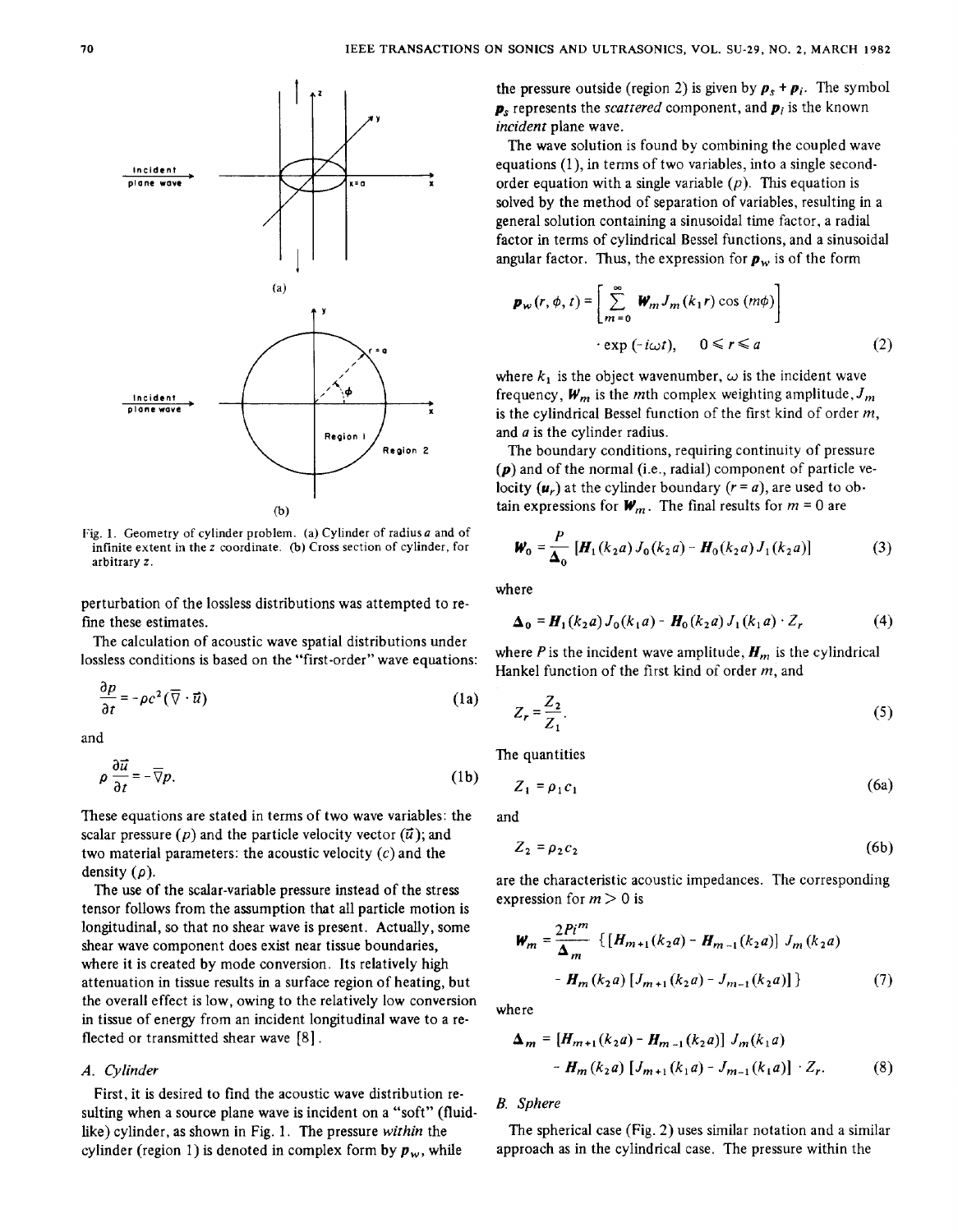Fig. 1. Geometry of cylinder problem. (a) Cylinder of radius $a$ and of infinite extent in the $z$ coordinate. (b) Cross section of cylinder, for arbitrary $z$.

perturbation of the lossless distributions was attempted to refine these estimates.

The calculation of acoustic wave spatial distributions under lossless conditions is based on the "first-order" wave equations:

$$\frac{\partial p}{\partial t} = -\rho c^2 (\overline{\nabla} \cdot \vec{u}) \tag{1a}$$

and

$$\rho \frac{\partial \vec{u}}{\partial t} = -\overline{\nabla} p. \tag{1b}$$

These equations are stated in terms of two wave variables: the scalar pressure ($p$) and the particle velocity vector ($\vec{u}$); and two material parameters: the acoustic velocity ($c$) and the density ($\rho$).

The use of the scalar-variable pressure instead of the stress tensor follows from the assumption that all particle motion is longitudinal, so that no shear wave is present. Actually, some shear wave component does exist near tissue boundaries, where it is created by mode conversion. Its relatively high attenuation in tissue results in a surface region of heating, but the overall effect is low, owing to the relatively low conversion in tissue of energy from an incident longitudinal wave to a reflected or transmitted shear wave [8].

### A. Cylinder

First, it is desired to find the acoustic wave distribution resulting when a source plane wave is incident on a "soft" (fluid-like) cylinder, as shown in Fig. 1. The pressure *within* the cylinder (region 1) is denoted in complex form by $\boldsymbol{p}_w$, while the pressure outside (region 2) is given by $\boldsymbol{p}_s + \boldsymbol{p}_i$. The symbol $\boldsymbol{p}_s$ represents the *scattered* component, and $\boldsymbol{p}_i$ is the known *incident* plane wave.

The wave solution is found by combining the coupled wave equations (1), in terms of two variables, into a single second-order equation with a single variable ($p$). This equation is solved by the method of separation of variables, resulting in a general solution containing a sinusoidal time factor, a radial factor in terms of cylindrical Bessel functions, and a sinusoidal angular factor. Thus, the expression for $\boldsymbol{p}_w$ is of the form

$$\boldsymbol{p}_w(r, \phi, t) = \left[ \sum_{m=0}^{\infty} \boldsymbol{W}_m J_m(k_1 r) \cos(m\phi) \right] \cdot \exp(-i\omega t), \quad 0 \leqslant r \leqslant a \tag{2}$$

where $k_1$ is the object wavenumber, $\omega$ is the incident wave frequency, $\boldsymbol{W}_m$ is the $m$th complex weighting amplitude, $J_m$ is the cylindrical Bessel function of the first kind of order $m$, and $a$ is the cylinder radius.

The boundary conditions, requiring continuity of pressure ($\boldsymbol{p}$) and of the normal (i.e., radial) component of particle velocity ($\boldsymbol{u}_r$) at the cylinder boundary ($r = a$), are used to obtain expressions for $\boldsymbol{W}_m$. The final results for $m = 0$ are

$$\boldsymbol{W}_0 = \frac{P}{\boldsymbol{\Delta}_0} [\boldsymbol{H}_1(k_2 a) J_0(k_2 a) - \boldsymbol{H}_0(k_2 a) J_1(k_2 a)] \tag{3}$$

where

$$\boldsymbol{\Delta}_0 = \boldsymbol{H}_1(k_2 a) J_0(k_1 a) - \boldsymbol{H}_0(k_2 a) J_1(k_1 a) \cdot Z_r \tag{4}$$

where $P$ is the incident wave amplitude, $\boldsymbol{H}_m$ is the cylindrical Hankel function of the first kind of order $m$, and

$$Z_r = \frac{Z_2}{Z_1}. \tag{5}$$

The quantities

$$Z_1 = \rho_1 c_1 \tag{6a}$$

and

$$Z_2 = \rho_2 c_2 \tag{6b}$$

are the characteristic acoustic impedances. The corresponding expression for $m > 0$ is

$$\boldsymbol{W}_m = \frac{2Pi^m}{\boldsymbol{\Delta}_m} \{ [\boldsymbol{H}_{m+1}(k_2 a) - \boldsymbol{H}_{m-1}(k_2 a)] J_m(k_2 a) - \boldsymbol{H}_m(k_2 a) [J_{m+1}(k_2 a) - J_{m-1}(k_2 a)] \} \tag{7}$$

where

$$\boldsymbol{\Delta}_m = [\boldsymbol{H}_{m+1}(k_2 a) - \boldsymbol{H}_{m-1}(k_2 a)] J_m(k_1 a) - \boldsymbol{H}_m(k_2 a) [J_{m+1}(k_1 a) - J_{m-1}(k_1 a)] \cdot Z_r. \tag{8}$$

### B. Sphere

The spherical case (Fig. 2) uses similar notation and a similar approach as in the cylindrical case. The pressure within the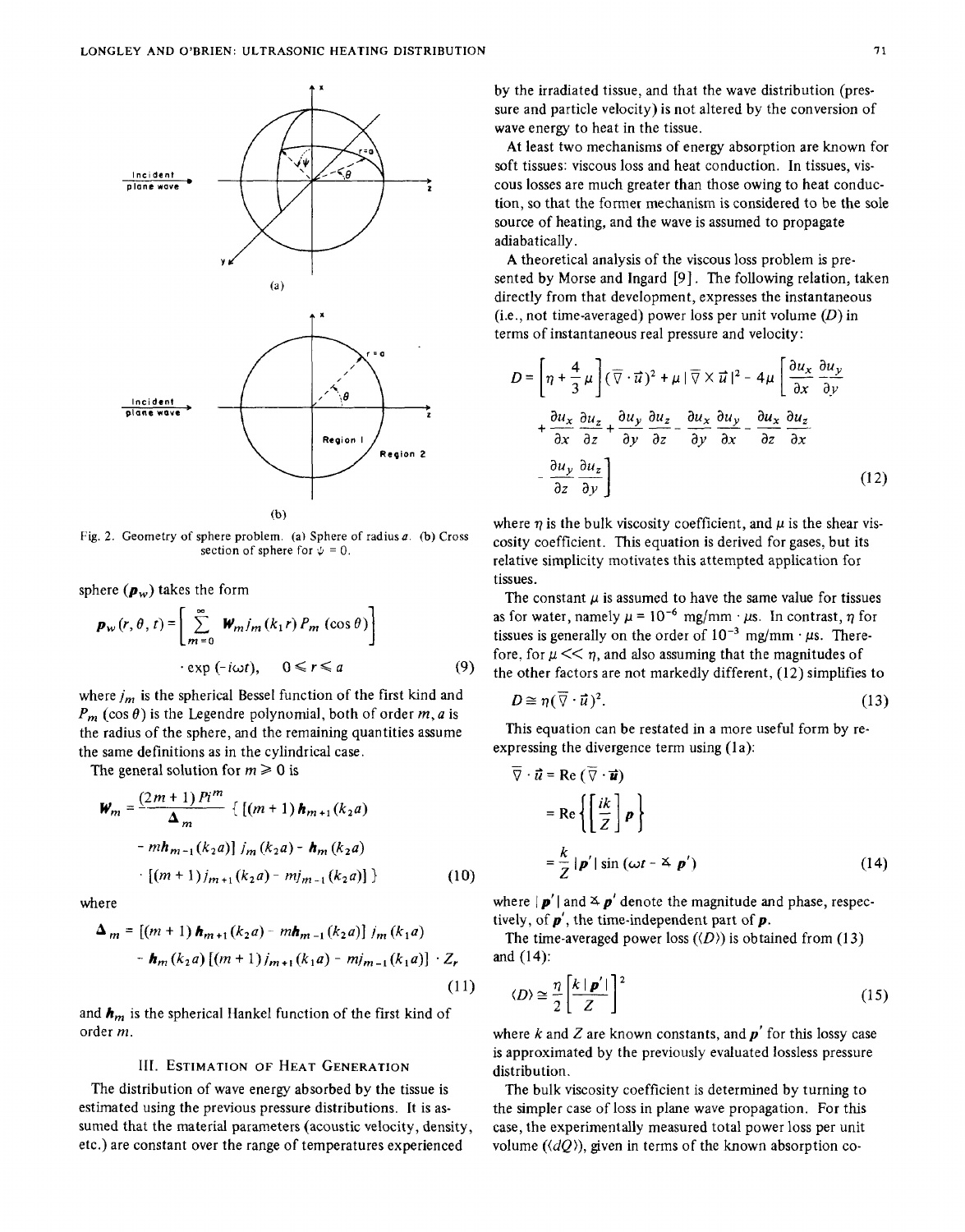Incident plane wave

(a)

Incident plane wave

Region I

Region 2

(b)

Fig. 2. Geometry of sphere problem. (a) Sphere of radius $a$. (b) Cross section of sphere for $\psi = 0$.

sphere ($\boldsymbol{p}_w$) takes the form

$$\boldsymbol{p}_w(r, \theta, t) = \left[ \sum_{m=0}^{\infty} \boldsymbol{W}_m j_m(k_1 r) P_m(\cos\theta) \right] \cdot \exp(-i\omega t), \quad 0 \leq r \leq a \tag{9}$$

where $j_m$ is the spherical Bessel function of the first kind and $P_m(\cos\theta)$ is the Legendre polynomial, both of order $m$, $a$ is the radius of the sphere, and the remaining quantities assume the same definitions as in the cylindrical case.

The general solution for $m \geq 0$ is

$$\boldsymbol{W}_m = \frac{(2m+1)Pi^m}{\boldsymbol{\Delta}_m} \{[(m+1)\boldsymbol{h}_{m+1}(k_2 a) - m\boldsymbol{h}_{m-1}(k_2 a)] j_m(k_2 a) - \boldsymbol{h}_m(k_2 a) \cdot [(m+1) j_{m+1}(k_2 a) - m j_{m-1}(k_2 a)]\} \tag{10}$$

where

$$\boldsymbol{\Delta}_m = [(m+1)\boldsymbol{h}_{m+1}(k_2 a) - m\boldsymbol{h}_{m-1}(k_2 a)] j_m(k_1 a) - \boldsymbol{h}_m(k_2 a)[(m+1) j_{m+1}(k_1 a) - m j_{m-1}(k_1 a)] \cdot Z_r \tag{11}$$

and $\boldsymbol{h}_m$ is the spherical Hankel function of the first kind of order $m$.

## III. Estimation of Heat Generation

The distribution of wave energy absorbed by the tissue is estimated using the previous pressure distributions. It is assumed that the material parameters (acoustic velocity, density, etc.) are constant over the range of temperatures experienced by the irradiated tissue, and that the wave distribution (pressure and particle velocity) is not altered by the conversion of wave energy to heat in the tissue.

At least two mechanisms of energy absorption are known for soft tissues: viscous loss and heat conduction. In tissues, viscous losses are much greater than those owing to heat conduction, so that the former mechanism is considered to be the sole source of heating, and the wave is assumed to propagate adiabatically.

A theoretical analysis of the viscous loss problem is presented by Morse and Ingard [9]. The following relation, taken directly from that development, expresses the instantaneous (i.e., not time-averaged) power loss per unit volume ($D$) in terms of instantaneous real pressure and velocity:

$$D = \left[\eta + \frac{4}{3}\mu\right](\bar{\nabla} \cdot \vec{u})^2 + \mu|\bar{\nabla} \times \vec{u}|^2 - 4\mu\left[\frac{\partial u_x}{\partial x}\frac{\partial u_y}{\partial y} + \frac{\partial u_x}{\partial x}\frac{\partial u_z}{\partial z} + \frac{\partial u_y}{\partial y}\frac{\partial u_z}{\partial z} - \frac{\partial u_x}{\partial y}\frac{\partial u_y}{\partial x} - \frac{\partial u_x}{\partial z}\frac{\partial u_z}{\partial x} - \frac{\partial u_y}{\partial z}\frac{\partial u_z}{\partial y}\right] \tag{12}$$

where $\eta$ is the bulk viscosity coefficient, and $\mu$ is the shear viscosity coefficient. This equation is derived for gases, but its relative simplicity motivates this attempted application for tissues.

The constant $\mu$ is assumed to have the same value for tissues as for water, namely $\mu = 10^{-6}$ mg/mm · µs. In contrast, $\eta$ for tissues is generally on the order of $10^{-3}$ mg/mm · µs. Therefore, for $\mu << \eta$, and also assuming that the magnitudes of the other factors are not markedly different, (12) simplifies to

$$D \cong \eta(\bar{\nabla} \cdot \vec{u})^2. \tag{13}$$

This equation can be restated in a more useful form by reexpressing the divergence term using (1a):

$$\begin{aligned}\bar{\nabla} \cdot \vec{u} &= \text{Re}(\bar{\nabla} \cdot \vec{\boldsymbol{u}}) \\ &= \text{Re}\left\{\left[\frac{ik}{Z}\right]\boldsymbol{p}\right\} \\ &= \frac{k}{Z}|\boldsymbol{p}'|\sin(\omega t - \measuredangle\, \boldsymbol{p}')\end{aligned} \tag{14}$$

where $|\boldsymbol{p}'|$ and $\measuredangle\,\boldsymbol{p}'$ denote the magnitude and phase, respectively, of $\boldsymbol{p}'$, the time-independent part of $\boldsymbol{p}$.

The time-averaged power loss ($\langle D \rangle$) is obtained from (13) and (14):

$$\langle D \rangle \cong \frac{\eta}{2}\left[\frac{k|\boldsymbol{p}'|}{Z}\right]^2 \tag{15}$$

where $k$ and $Z$ are known constants, and $\boldsymbol{p}'$ for this lossy case is approximated by the previously evaluated lossless pressure distribution.

The bulk viscosity coefficient is determined by turning to the simpler case of loss in plane wave propagation. For this case, the experimentally measured total power loss per unit volume ($\langle dQ \rangle$), given in terms of the known absorption co-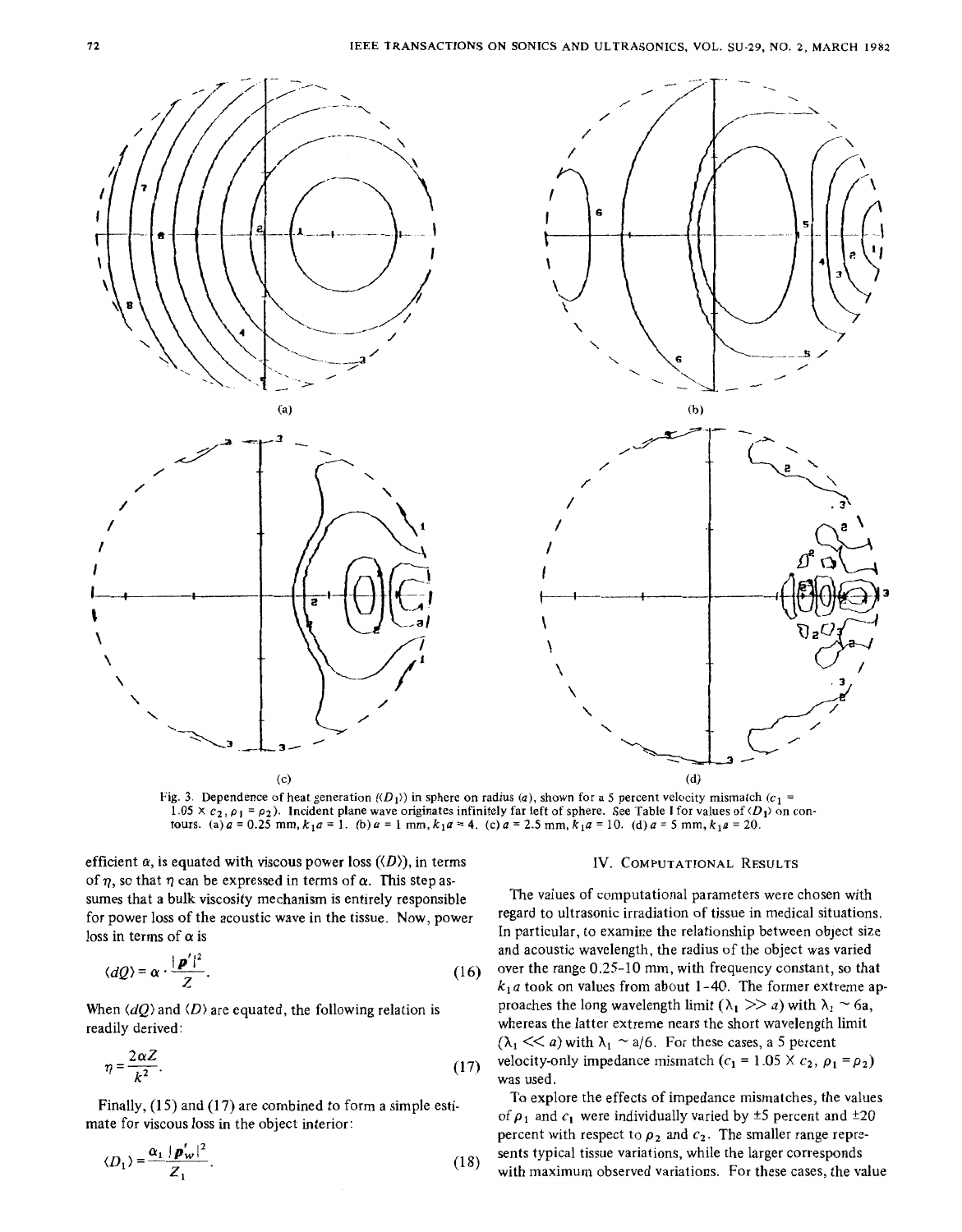(a)

(b)

(c)

(d)

Fig. 3. Dependence of heat generation ($\langle D_1 \rangle$) in sphere on radius ($a$), shown for a 5 percent velocity mismatch ($c_1$ = 1.05 × $c_2$, $\rho_1 = \rho_2$). Incident plane wave originates infinitely far left of sphere. See Table I for values of $\langle D_1 \rangle$ on contours. (a) $a$ = 0.25 mm, $k_1 a$ = 1. (b) $a$ = 1 mm, $k_1 a$ = 4. (c) $a$ = 2.5 mm, $k_1 a$ = 10. (d) $a$ = 5 mm, $k_1 a$ = 20.

efficient $\alpha$, is equated with viscous power loss ($\langle D \rangle$), in terms of $\eta$, so that $\eta$ can be expressed in terms of $\alpha$. This step assumes that a bulk viscosity mechanism is entirely responsible for power loss of the acoustic wave in the tissue. Now, power loss in terms of $\alpha$ is

$$\langle dQ \rangle = \alpha \cdot \frac{|p'|^2}{Z}. \tag{16}$$

When $\langle dQ \rangle$ and $\langle D \rangle$ are equated, the following relation is readily derived:

$$\eta = \frac{2\alpha Z}{k^2}. \tag{17}$$

Finally, (15) and (17) are combined to form a simple estimate for viscous loss in the object interior:

$$\langle D_1 \rangle = \frac{\alpha_1 |p_w'|^2}{Z_1}. \tag{18}$$

## IV. Computational Results

The values of computational parameters were chosen with regard to ultrasonic irradiation of tissue in medical situations. In particular, to examine the relationship between object size and acoustic wavelength, the radius of the object was varied over the range 0.25–10 mm, with frequency constant, so that $k_1 a$ took on values from about 1–40. The former extreme approaches the long wavelength limit ($\lambda_1 >> a$) with $\lambda_1 \sim 6a$, whereas the latter extreme nears the short wavelength limit ($\lambda_1 << a$) with $\lambda_1 \sim a/6$. For these cases, a 5 percent velocity-only impedance mismatch ($c_1 = 1.05 \times c_2$, $\rho_1 = \rho_2$) was used.

To explore the effects of impedance mismatches, the values of $\rho_1$ and $c_1$ were individually varied by ±5 percent and ±20 percent with respect to $\rho_2$ and $c_2$. The smaller range represents typical tissue variations, while the larger corresponds with maximum observed variations. For these cases, the value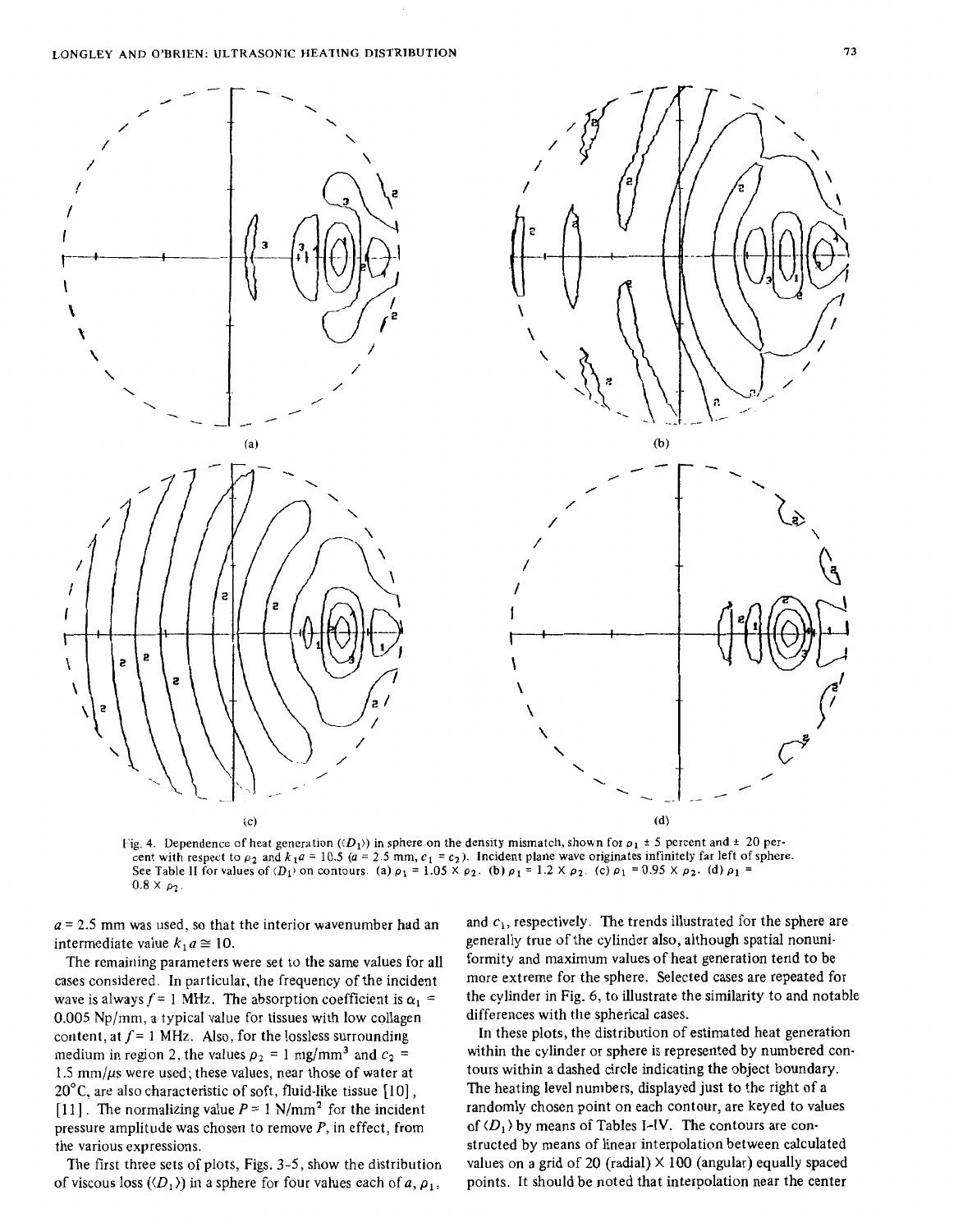(a)

(b)

(c)

(d)

Fig. 4. Dependence of heat generation ($\langle D_1 \rangle$) in sphere on the density mismatch, shown for $\rho_1 \pm 5$ percent and $\pm$ 20 percent with respect to $\rho_2$ and $k_1 a = 10.5$ ($a = 2.5$ mm, $c_1 = c_2$). Incident plane wave originates infinitely far left of sphere. See Table II for values of $\langle D_1 \rangle$ on contours. (a) $\rho_1 = 1.05 \times \rho_2$. (b) $\rho_1 = 1.2 \times \rho_2$. (c) $\rho_1 = 0.95 \times \rho_2$. (d) $\rho_1 = 0.8 \times \rho_2$.

$a = 2.5$ mm was used, so that the interior wavenumber had an intermediate value $k_1 a \cong 10$.

The remaining parameters were set to the same values for all cases considered. In particular, the frequency of the incident wave is always $f = 1$ MHz. The absorption coefficient is $\alpha_1 = 0.005$ Np/mm, a typical value for tissues with low collagen content, at $f = 1$ MHz. Also, for the lossless surrounding medium in region 2, the values $\rho_2 = 1$ mg/mm$^3$ and $c_2 = 1.5$ mm/$\mu$s were used; these values, near those of water at 20°C, are also characteristic of soft, fluid-like tissue [10], [11]. The normalizing value $P = 1$ N/mm$^2$ for the incident pressure amplitude was chosen to remove $P$, in effect, from the various expressions.

The first three sets of plots, Figs. 3-5, show the distribution of viscous loss ($\langle D_1 \rangle$) in a sphere for four values each of $a$, $\rho_1$, and $c_1$, respectively. The trends illustrated for the sphere are generally true of the cylinder also, although spatial nonuniformity and maximum values of heat generation tend to be more extreme for the sphere. Selected cases are repeated for the cylinder in Fig. 6, to illustrate the similarity to and notable differences with the spherical cases.

In these plots, the distribution of estimated heat generation within the cylinder or sphere is represented by numbered contours within a dashed circle indicating the object boundary. The heating level numbers, displayed just to the right of a randomly chosen point on each contour, are keyed to values of $\langle D_1 \rangle$ by means of Tables I-IV. The contours are constructed by means of linear interpolation between calculated values on a grid of 20 (radial) $\times$ 100 (angular) equally spaced points. It should be noted that interpolation near the center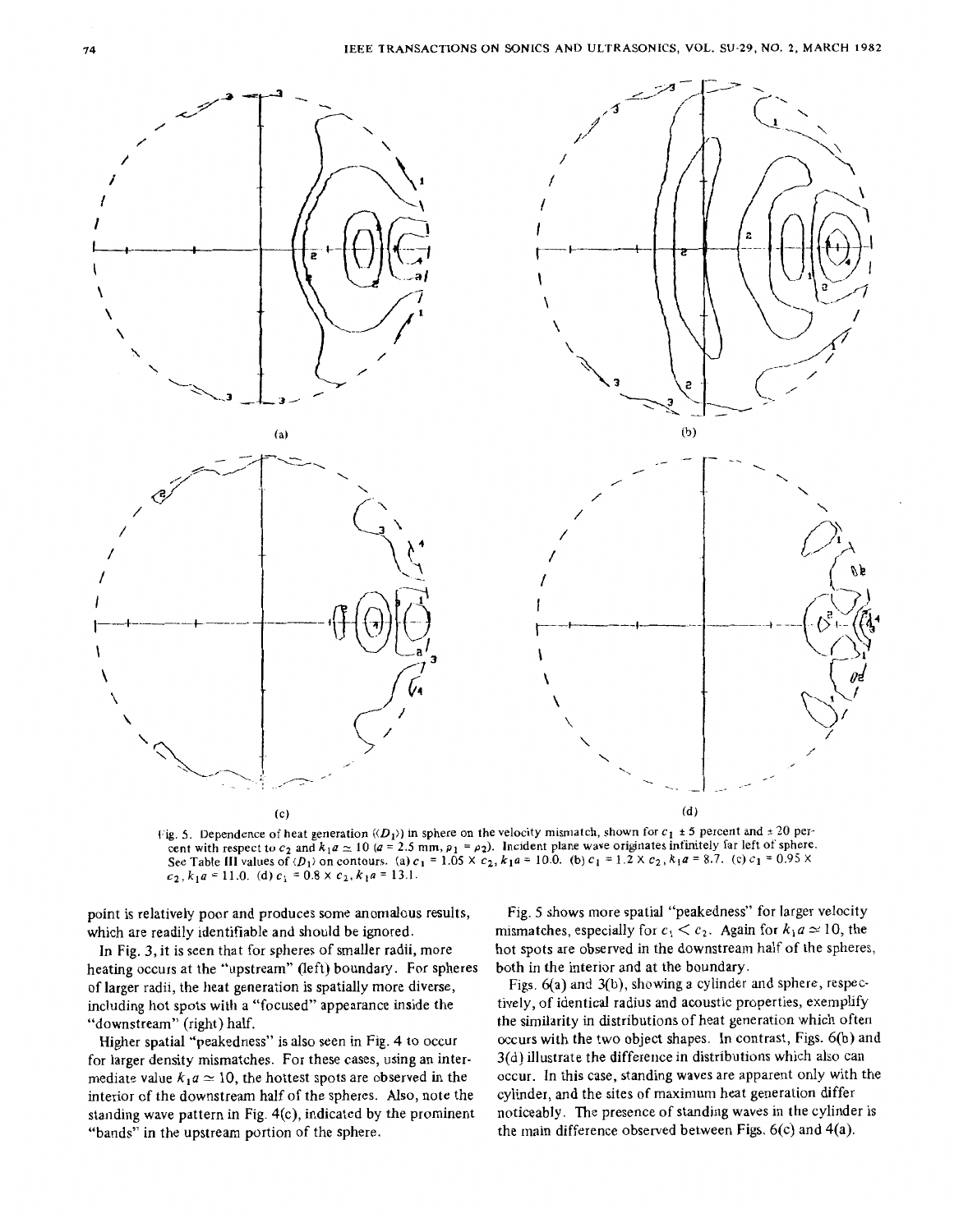(a)

(b)

(c)

(d)

Fig. 5. Dependence of heat generation ($\langle D_1 \rangle$) in sphere on the velocity mismatch, shown for $c_1 \pm 5$ percent and $\pm 20$ percent with respect to $c_2$ and $k_1 a \simeq 10$ ($a = 2.5$ mm, $\rho_1 = \rho_2$). Incident plane wave originates infinitely far left of sphere. See Table III values of $\langle D_1 \rangle$ on contours. (a) $c_1 = 1.05 \times c_2$, $k_1 a = 10.0$. (b) $c_1 = 1.2 \times c_2$, $k_1 a = 8.7$. (c) $c_1 = 0.95 \times c_2$, $k_1 a = 11.0$. (d) $c_1 = 0.8 \times c_2$, $k_1 a = 13.1$.

point is relatively poor and produces some anomalous results, which are readily identifiable and should be ignored.

In Fig. 3, it is seen that for spheres of smaller radii, more heating occurs at the "upstream" (left) boundary. For spheres of larger radii, the heat generation is spatially more diverse, including hot spots with a "focused" appearance inside the "downstream" (right) half.

Higher spatial "peakedness" is also seen in Fig. 4 to occur for larger density mismatches. For these cases, using an intermediate value $k_1 a \simeq 10$, the hottest spots are observed in the interior of the downstream half of the spheres. Also, note the standing wave pattern in Fig. 4(c), indicated by the prominent "bands" in the upstream portion of the sphere.

Fig. 5 shows more spatial "peakedness" for larger velocity mismatches, especially for $c_1 < c_2$. Again for $k_1 a \simeq 10$, the hot spots are observed in the downstream half of the spheres, both in the interior and at the boundary.

Figs. 6(a) and 3(b), showing a cylinder and sphere, respectively, of identical radius and acoustic properties, exemplify the similarity in distributions of heat generation which often occurs with the two object shapes. In contrast, Figs. 6(b) and 3(d) illustrate the difference in distributions which also can occur. In this case, standing waves are apparent only with the cylinder, and the sites of maximum heat generation differ noticeably. The presence of standing waves in the cylinder is the main difference observed between Figs. 6(c) and 4(a).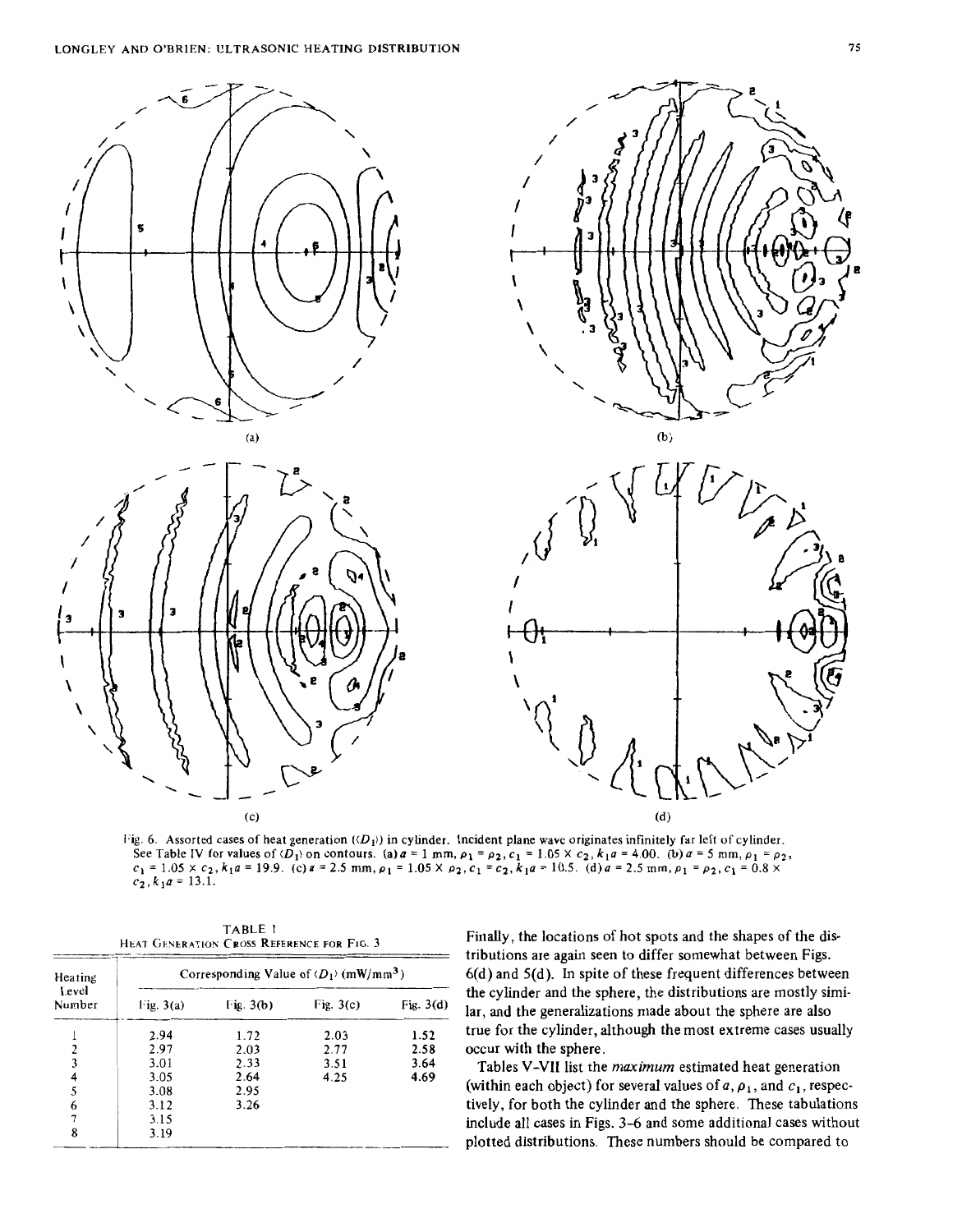(a)

(b)

(c)

(d)

Fig. 6. Assorted cases of heat generation ($\langle D_1 \rangle$) in cylinder. Incident plane wave originates infinitely far left of cylinder. See Table IV for values of $\langle D_1 \rangle$ on contours. (a) $a = 1$ mm, $\rho_1 = \rho_2$, $c_1 = 1.05 \times c_2$, $k_1 a = 4.00$. (b) $a = 5$ mm, $\rho_1 = \rho_2$, $c_1 = 1.05 \times c_2$, $k_1 a = 19.9$. (c) $a = 2.5$ mm, $\rho_1 = 1.05 \times \rho_2$, $c_1 = c_2$, $k_1 a = 10.5$. (d) $a = 2.5$ mm, $\rho_1 = \rho_2$, $c_1 = 0.8 \times c_2$, $k_1 a = 13.1$.

TABLE I
HEAT GENERATION CROSS REFERENCE FOR FIG. 3

| Heating Level Number | Corresponding Value of $\langle D_1 \rangle$ (mW/mm$^3$) | | | |
|---|---|---|---|---|
| | Fig. 3(a) | Fig. 3(b) | Fig. 3(c) | Fig. 3(d) |
| 1 | 2.94 | 1.72 | 2.03 | 1.52 |
| 2 | 2.97 | 2.03 | 2.77 | 2.58 |
| 3 | 3.01 | 2.33 | 3.51 | 3.64 |
| 4 | 3.05 | 2.64 | 4.25 | 4.69 |
| 5 | 3.08 | 2.95 | | |
| 6 | 3.12 | 3.26 | | |
| 7 | 3.15 | | | |
| 8 | 3.19 | | | |

Finally, the locations of hot spots and the shapes of the distributions are again seen to differ somewhat between Figs. 6(d) and 5(d). In spite of these frequent differences between the cylinder and the sphere, the distributions are mostly similar, and the generalizations made about the sphere are also true for the cylinder, although the most extreme cases usually occur with the sphere.

Tables V–VII list the *maximum* estimated heat generation (within each object) for several values of $a$, $\rho_1$, and $c_1$, respectively, for both the cylinder and the sphere. These tabulations include all cases in Figs. 3–6 and some additional cases without plotted distributions. These numbers should be compared to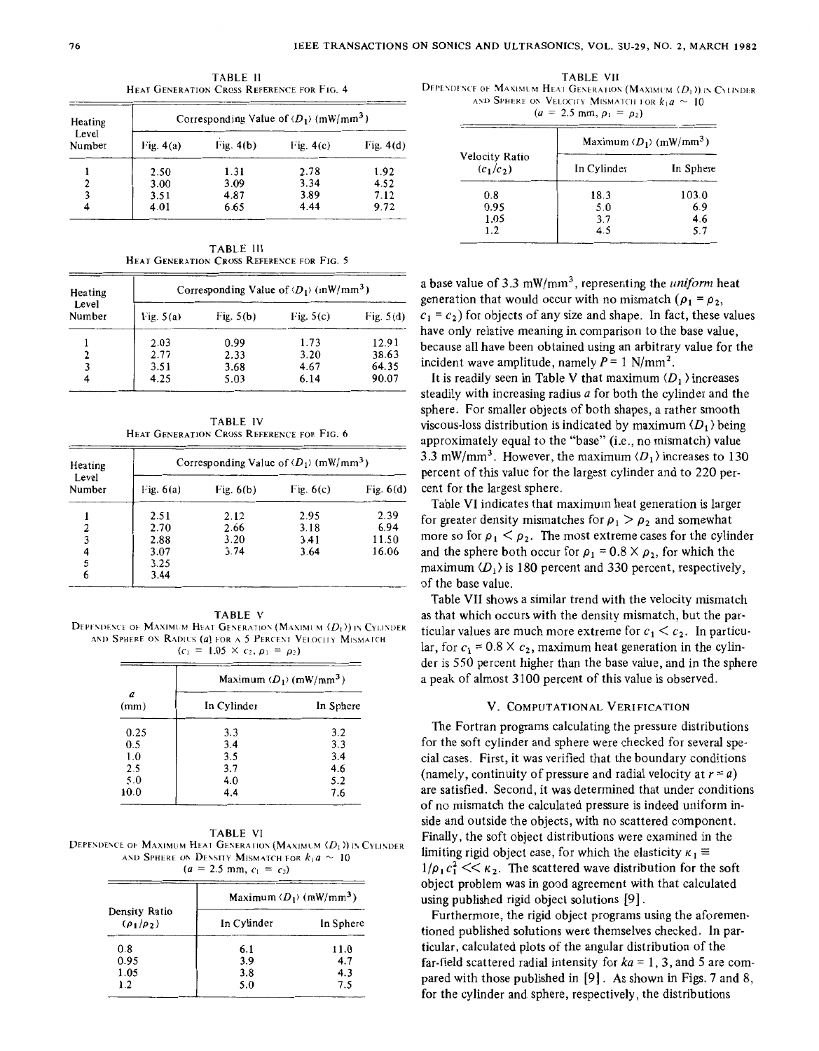TABLE II
HEAT GENERATION CROSS REFERENCE FOR FIG. 4

| Heating Level Number | Corresponding Value of $\langle D_1 \rangle$ (mW/mm$^3$) | | | |
|---|---|---|---|---|
| | Fig. 4(a) | Fig. 4(b) | Fig. 4(c) | Fig. 4(d) |
| 1 | 2.50 | 1.31 | 2.78 | 1.92 |
| 2 | 3.00 | 3.09 | 3.34 | 4.52 |
| 3 | 3.51 | 4.87 | 3.89 | 7.12 |
| 4 | 4.01 | 6.65 | 4.44 | 9.72 |

TABLE III
HEAT GENERATION CROSS REFERENCE FOR FIG. 5

| Heating Level Number | Corresponding Value of $\langle D_1 \rangle$ (mW/mm$^3$) | | | |
|---|---|---|---|---|
| | Fig. 5(a) | Fig. 5(b) | Fig. 5(c) | Fig. 5(d) |
| 1 | 2.03 | 0.99 | 1.73 | 12.91 |
| 2 | 2.77 | 2.33 | 3.20 | 38.63 |
| 3 | 3.51 | 3.68 | 4.67 | 64.35 |
| 4 | 4.25 | 5.03 | 6.14 | 90.07 |

TABLE IV
HEAT GENERATION CROSS REFERENCE FOR FIG. 6

| Heating Level Number | Corresponding Value of $\langle D_1 \rangle$ (mW/mm$^3$) | | | |
|---|---|---|---|---|
| | Fig. 6(a) | Fig. 6(b) | Fig. 6(c) | Fig. 6(d) |
| 1 | 2.51 | 2.12 | 2.95 | 2.39 |
| 2 | 2.70 | 2.66 | 3.18 | 6.94 |
| 3 | 2.88 | 3.20 | 3.41 | 11.50 |
| 4 | 3.07 | 3.74 | 3.64 | 16.06 |
| 5 | 3.25 | | | |
| 6 | 3.44 | | | |

TABLE V
DEPENDENCE OF MAXIMUM HEAT GENERATION (MAXIMUM $\langle D_1 \rangle$) IN CYLINDER AND SPHERE ON RADIUS ($a$) FOR A 5 PERCENT VELOCITY MISMATCH
($c_1 = 1.05 \times c_2$, $\rho_1 = \rho_2$)

| $a$ (mm) | Maximum $\langle D_1 \rangle$ (mW/mm$^3$) | |
|---|---|---|
| | In Cylinder | In Sphere |
| 0.25 | 3.3 | 3.2 |
| 0.5 | 3.4 | 3.3 |
| 1.0 | 3.5 | 3.4 |
| 2.5 | 3.7 | 4.6 |
| 5.0 | 4.0 | 5.2 |
| 10.0 | 4.4 | 7.6 |

TABLE VI
DEPENDENCE OF MAXIMUM HEAT GENERATION (MAXIMUM $\langle D_1 \rangle$) IN CYLINDER AND SPHERE ON DENSITY MISMATCH FOR $k_1 a \sim 10$
($a = 2.5$ mm, $c_1 = c_2$)

| Density Ratio ($\rho_1/\rho_2$) | Maximum $\langle D_1 \rangle$ (mW/mm$^3$) | |
|---|---|---|
| | In Cylinder | In Sphere |
| 0.8 | 6.1 | 11.0 |
| 0.95 | 3.9 | 4.7 |
| 1.05 | 3.8 | 4.3 |
| 1.2 | 5.0 | 7.5 |

TABLE VII
DEPENDENCE OF MAXIMUM HEAT GENERATION (MAXIMUM $\langle D_1 \rangle$) IN CYLINDER AND SPHERE ON VELOCITY MISMATCH FOR $k_1 a \sim 10$
($a = 2.5$ mm, $\rho_1 = \rho_2$)

| Velocity Ratio ($c_1/c_2$) | Maximum $\langle D_1 \rangle$ (mW/mm$^3$) | |
|---|---|---|
| | In Cylinder | In Sphere |
| 0.8 | 18.3 | 103.0 |
| 0.95 | 5.0 | 6.9 |
| 1.05 | 3.7 | 4.6 |
| 1.2 | 4.5 | 5.7 |

a base value of 3.3 mW/mm$^3$, representing the *uniform* heat generation that would occur with no mismatch ($\rho_1 = \rho_2$, $c_1 = c_2$) for objects of any size and shape. In fact, these values have only relative meaning in comparison to the base value, because all have been obtained using an arbitrary value for the incident wave amplitude, namely $P = 1$ N/mm$^2$.

It is readily seen in Table V that maximum $\langle D_1 \rangle$ increases steadily with increasing radius $a$ for both the cylinder and the sphere. For smaller objects of both shapes, a rather smooth viscous-loss distribution is indicated by maximum $\langle D_1 \rangle$ being approximately equal to the "base" (i.e., no mismatch) value 3.3 mW/mm$^3$. However, the maximum $\langle D_1 \rangle$ increases to 130 percent of this value for the largest cylinder and to 220 percent for the largest sphere.

Table VI indicates that maximum heat generation is larger for greater density mismatches for $\rho_1 > \rho_2$ and somewhat more so for $\rho_1 < \rho_2$. The most extreme cases for the cylinder and the sphere both occur for $\rho_1 = 0.8 \times \rho_2$, for which the maximum $\langle D_1 \rangle$ is 180 percent and 330 percent, respectively, of the base value.

Table VII shows a similar trend with the velocity mismatch as that which occurs with the density mismatch, but the particular values are much more extreme for $c_1 < c_2$. In particular, for $c_1 = 0.8 \times c_2$, maximum heat generation in the cylinder is 550 percent higher than the base value, and in the sphere a peak of almost 3100 percent of this value is observed.

## V. COMPUTATIONAL VERIFICATION

The Fortran programs calculating the pressure distributions for the soft cylinder and sphere were checked for several special cases. First, it was verified that the boundary conditions (namely, continuity of pressure and radial velocity at $r = a$) are satisfied. Second, it was determined that under conditions of no mismatch the calculated pressure is indeed uniform inside and outside the objects, with no scattered component. Finally, the soft object distributions were examined in the limiting rigid object case, for which the elasticity $\kappa_1 \equiv 1/\rho_1 c_1^2 \ll \kappa_2$. The scattered wave distribution for the soft object problem was in good agreement with that calculated using published rigid object solutions [9].

Furthermore, the rigid object programs using the aforementioned published solutions were themselves checked. In particular, calculated plots of the angular distribution of the far-field scattered radial intensity for $ka = 1$, 3, and 5 are compared with those published in [9]. As shown in Figs. 7 and 8, for the cylinder and sphere, respectively, the distributions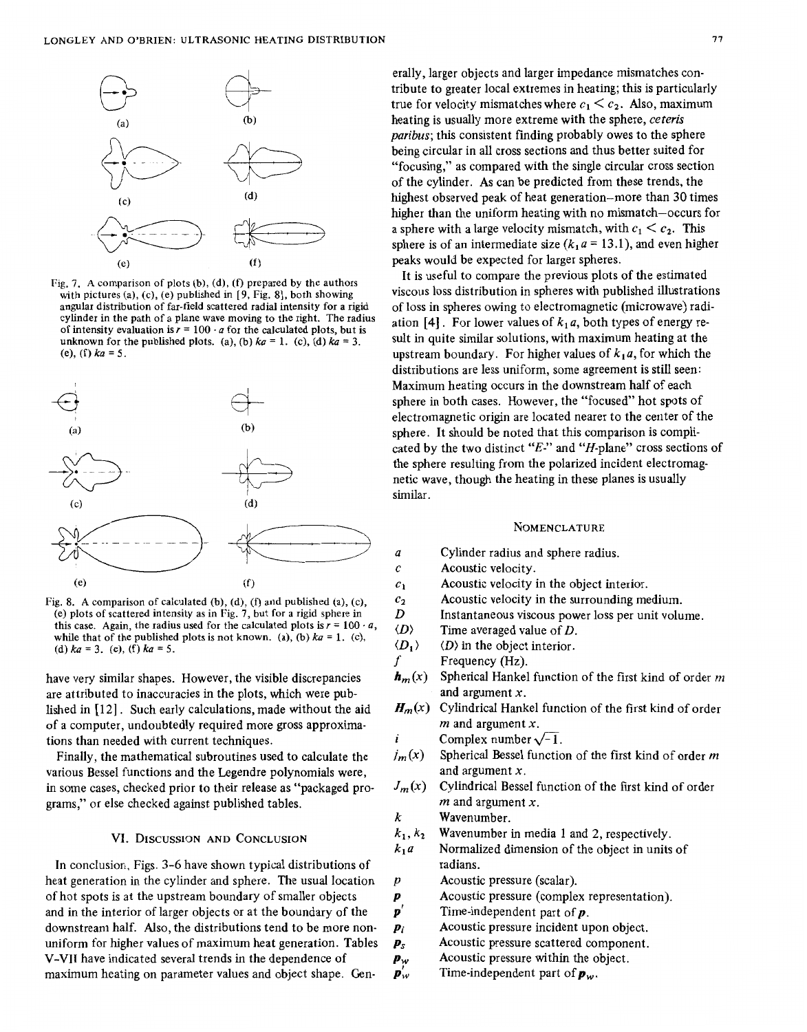Fig. 7. A comparison of plots (b), (d), (f) prepared by the authors with pictures (a), (c), (e) published in [9, Fig. 8], both showing angular distribution of far-field scattered radial intensity for a rigid cylinder in the path of a plane wave moving to the right. The radius of intensity evaluation is $r = 100 \cdot a$ for the calculated plots, but is unknown for the published plots. (a), (b) $ka = 1$. (c), (d) $ka = 3$. (e), (f) $ka = 5$.

Fig. 8. A comparison of calculated (b), (d), (f) and published (a), (c), (e) plots of scattered intensity as in Fig. 7, but for a rigid sphere in this case. Again, the radius used for the calculated plots is $r = 100 \cdot a$, while that of the published plots is not known. (a), (b) $ka = 1$. (c), (d) $ka = 3$. (e), (f) $ka = 5$.

have very similar shapes. However, the visible discrepancies are attributed to inaccuracies in the plots, which were published in [12]. Such early calculations, made without the aid of a computer, undoubtedly required more gross approximations than needed with current techniques.

Finally, the mathematical subroutines used to calculate the various Bessel functions and the Legendre polynomials were, in some cases, checked prior to their release as "packaged programs," or else checked against published tables.

## VI. Discussion and Conclusion

In conclusion, Figs. 3-6 have shown typical distributions of heat generation in the cylinder and sphere. The usual location of hot spots is at the upstream boundary of smaller objects and in the interior of larger objects or at the boundary of the downstream half. Also, the distributions tend to be more nonuniform for higher values of maximum heat generation. Tables V-VII have indicated several trends in the dependence of maximum heating on parameter values and object shape. Generally, larger objects and larger impedance mismatches contribute to greater local extremes in heating; this is particularly true for velocity mismatches where $c_1 < c_2$. Also, maximum heating is usually more extreme with the sphere, *ceteris paribus*; this consistent finding probably owes to the sphere being circular in all cross sections and thus better suited for "focusing," as compared with the single circular cross section of the cylinder. As can be predicted from these trends, the highest observed peak of heat generation—more than 30 times higher than the uniform heating with no mismatch—occurs for a sphere with a large velocity mismatch, with $c_1 < c_2$. This sphere is of an intermediate size ($k_1 a = 13.1$), and even higher peaks would be expected for larger spheres.

It is useful to compare the previous plots of the estimated viscous loss distribution in spheres with published illustrations of loss in spheres owing to electromagnetic (microwave) radiation [4]. For lower values of $k_1 a$, both types of energy result in quite similar solutions, with maximum heating at the upstream boundary. For higher values of $k_1 a$, for which the distributions are less uniform, some agreement is still seen: Maximum heating occurs in the downstream half of each sphere in both cases. However, the "focused" hot spots of electromagnetic origin are located nearer to the center of the sphere. It should be noted that this comparison is complicated by the two distinct "$E$-" and "$H$-plane" cross sections of the sphere resulting from the polarized incident electromagnetic wave, though the heating in these planes is usually similar.

## Nomenclature

| | |
|---|---|
| $a$ | Cylinder radius and sphere radius. |
| $c$ | Acoustic velocity. |
| $c_1$ | Acoustic velocity in the object interior. |
| $c_2$ | Acoustic velocity in the surrounding medium. |
| $D$ | Instantaneous viscous power loss per unit volume. |
| $\langle D \rangle$ | Time averaged value of $D$. |
| $\langle D_1 \rangle$ | $\langle D \rangle$ in the object interior. |
| $f$ | Frequency (Hz). |
| $\boldsymbol{h}_m(x)$ | Spherical Hankel function of the first kind of order $m$ and argument $x$. |
| $\boldsymbol{H}_m(x)$ | Cylindrical Hankel function of the first kind of order $m$ and argument $x$. |
| $i$ | Complex number $\sqrt{-1}$. |
| $j_m(x)$ | Spherical Bessel function of the first kind of order $m$ and argument $x$. |
| $J_m(x)$ | Cylindrical Bessel function of the first kind of order $m$ and argument $x$. |
| $k$ | Wavenumber. |
| $k_1, k_2$ | Wavenumber in media 1 and 2, respectively. |
| $k_1 a$ | Normalized dimension of the object in units of radians. |
| $p$ | Acoustic pressure (scalar). |
| $\boldsymbol{p}$ | Acoustic pressure (complex representation). |
| $\boldsymbol{p}'$ | Time-independent part of $\boldsymbol{p}$. |
| $\boldsymbol{p}_i$ | Acoustic pressure incident upon object. |
| $\boldsymbol{p}_s$ | Acoustic pressure scattered component. |
| $\boldsymbol{p}_w$ | Acoustic pressure within the object. |
| $\boldsymbol{p}_w'$ | Time-independent part of $\boldsymbol{p}_w$. |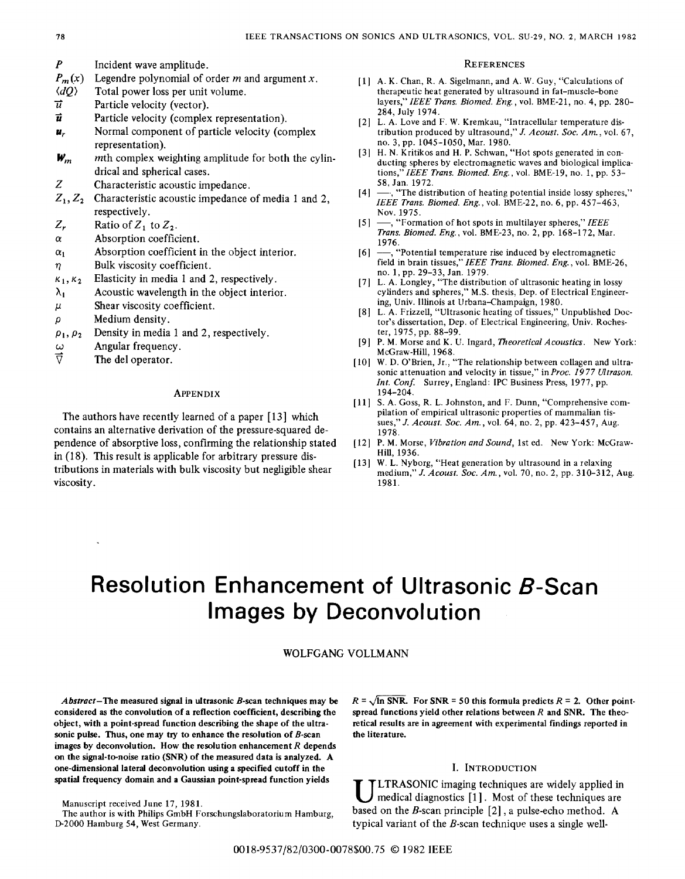| | |
|---|---|
| $P$ | Incident wave amplitude. |
| $P_m(x)$ | Legendre polynomial of order $m$ and argument $x$. |
| $\langle dQ \rangle$ | Total power loss per unit volume. |
| $\vec{u}$ | Particle velocity (vector). |
| $\vec{\mathbf{u}}$ | Particle velocity (complex representation). |
| $\mathbf{u}_r$ | Normal component of particle velocity (complex representation). |
| $\mathbf{W}_m$ | $m$th complex weighting amplitude for both the cylindrical and spherical cases. |
| $Z$ | Characteristic acoustic impedance. |
| $Z_1, Z_2$ | Characteristic acoustic impedance of media 1 and 2, respectively. |
| $Z_r$ | Ratio of $Z_1$ to $Z_2$. |
| $\alpha$ | Absorption coefficient. |
| $\alpha_1$ | Absorption coefficient in the object interior. |
| $\eta$ | Bulk viscosity coefficient. |
| $\kappa_1, \kappa_2$ | Elasticity in media 1 and 2, respectively. |
| $\lambda_1$ | Acoustic wavelength in the object interior. |
| $\mu$ | Shear viscosity coefficient. |
| $\rho$ | Medium density. |
| $\rho_1, \rho_2$ | Density in media 1 and 2, respectively. |
| $\omega$ | Angular frequency. |
| $\vec{\nabla}$ | The del operator. |

## Appendix

The authors have recently learned of a paper [13] which contains an alternative derivation of the pressure-squared dependence of absorptive loss, confirming the relationship stated in (18). This result is applicable for arbitrary pressure distributions in materials with bulk viscosity but negligible shear viscosity.

## References

[1] A. K. Chan, R. A. Sigelmann, and A. W. Guy, "Calculations of therapeutic heat generated by ultrasound in fat-muscle-bone layers," *IEEE Trans. Biomed. Eng.*, vol. BME-21, no. 4, pp. 280-284, July 1974.

[2] L. A. Love and F. W. Kremkau, "Intracellular temperature distribution produced by ultrasound," *J. Acoust. Soc. Am.*, vol. 67, no. 3, pp. 1045-1050, Mar. 1980.

[3] H. N. Kritikos and H. P. Schwan, "Hot spots generated in conducting spheres by electromagnetic waves and biological implications," *IEEE Trans. Biomed. Eng.*, vol. BME-19, no. 1, pp. 53-58, Jan. 1972.

[4] —, "The distribution of heating potential inside lossy spheres," *IEEE Trans. Biomed. Eng.*, vol. BME-22, no. 6, pp. 457-463, Nov. 1975.

[5] —, "Formation of hot spots in multilayer spheres," *IEEE Trans. Biomed. Eng.*, vol. BME-23, no. 2, pp. 168-172, Mar. 1976.

[6] —, "Potential temperature rise induced by electromagnetic field in brain tissues," *IEEE Trans. Biomed. Eng.*, vol. BME-26, no. 1, pp. 29-33, Jan. 1979.

[7] L. A. Longley, "The distribution of ultrasonic heating in lossy cylinders and spheres," M.S. thesis, Dep. of Electrical Engineering, Univ. Illinois at Urbana-Champaign, 1980.

[8] L. A. Frizzell, "Ultrasonic heating of tissues," Unpublished Doctor's dissertation, Dep. of Electrical Engineering, Univ. Rochester, 1975, pp. 88-99.

[9] P. M. Morse and K. U. Ingard, *Theoretical Acoustics*. New York: McGraw-Hill, 1968.

[10] W. D. O'Brien, Jr., "The relationship between collagen and ultrasonic attenuation and velocity in tissue," in *Proc. 1977 Ultrason. Int. Conf.* Surrey, England: IPC Business Press, 1977, pp. 194-204.

[11] S. A. Goss, R. L. Johnston, and F. Dunn, "Comprehensive compilation of empirical ultrasonic properties of mammalian tissues," *J. Acoust. Soc. Am.*, vol. 64, no. 2, pp. 423-457, Aug. 1978.

[12] P. M. Morse, *Vibration and Sound*, 1st ed. New York: McGraw-Hill, 1936.

[13] W. L. Nyborg, "Heat generation by ultrasound in a relaxing medium," *J. Acoust. Soc. Am.*, vol. 70, no. 2, pp. 310-312, Aug. 1981.

# Resolution Enhancement of Ultrasonic *B*-Scan Images by Deconvolution

WOLFGANG VOLLMANN

***Abstract*—The measured signal in ultrasonic *B*-scan techniques may be considered as the convolution of a reflection coefficient, describing the object, with a point-spread function describing the shape of the ultrasonic pulse. Thus, one may try to enhance the resolution of *B*-scan images by deconvolution. How the resolution enhancement $R$ depends on the signal-to-noise ratio (SNR) of the measured data is analyzed. A one-dimensional lateral deconvolution using a specified cutoff in the spatial frequency domain and a Gaussian point-spread function yields $R = \sqrt{\ln \text{SNR}}$. For SNR = 50 this formula predicts $R = 2$. Other point-spread functions yield other relations between $R$ and SNR. The theoretical results are in agreement with experimental findings reported in the literature.**

Manuscript received June 17, 1981.

The author is with Philips GmbH Forschungslaboratorium Hamburg, D-2000 Hamburg 54, West Germany.

## I. Introduction

Ultrasonic imaging techniques are widely applied in medical diagnostics [1]. Most of these techniques are based on the *B*-scan principle [2], a pulse-echo method. A typical variant of the *B*-scan technique uses a single well-